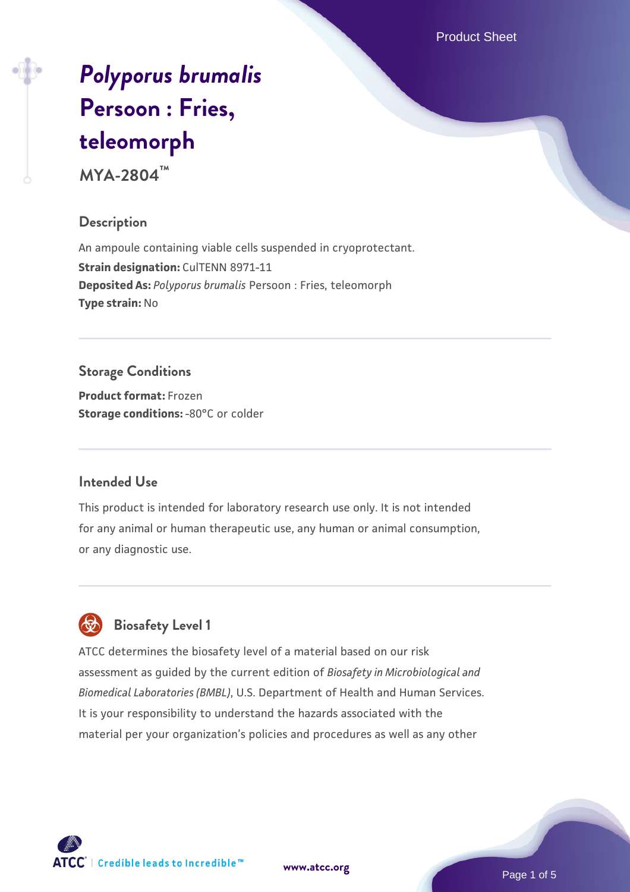# *Polyporus brumalis* Persoon : Fries, teleomorph

**MYA-2804™**

## Description

An ampoule containing viable cells suspended in cryoprotectant.
**Strain designation:** CulTENN 8971-11
**Deposited As:** *Polyporus brumalis* Persoon : Fries, teleomorph
**Type strain:** No

## Storage Conditions

**Product format:** Frozen
**Storage conditions:** -80°C or colder

## Intended Use

This product is intended for laboratory research use only. It is not intended for any animal or human therapeutic use, any human or animal consumption, or any diagnostic use.

## Biosafety Level 1

ATCC determines the biosafety level of a material based on our risk assessment as guided by the current edition of *Biosafety in Microbiological and Biomedical Laboratories (BMBL)*, U.S. Department of Health and Human Services. It is your responsibility to understand the hazards associated with the material per your organization's policies and procedures as well as any other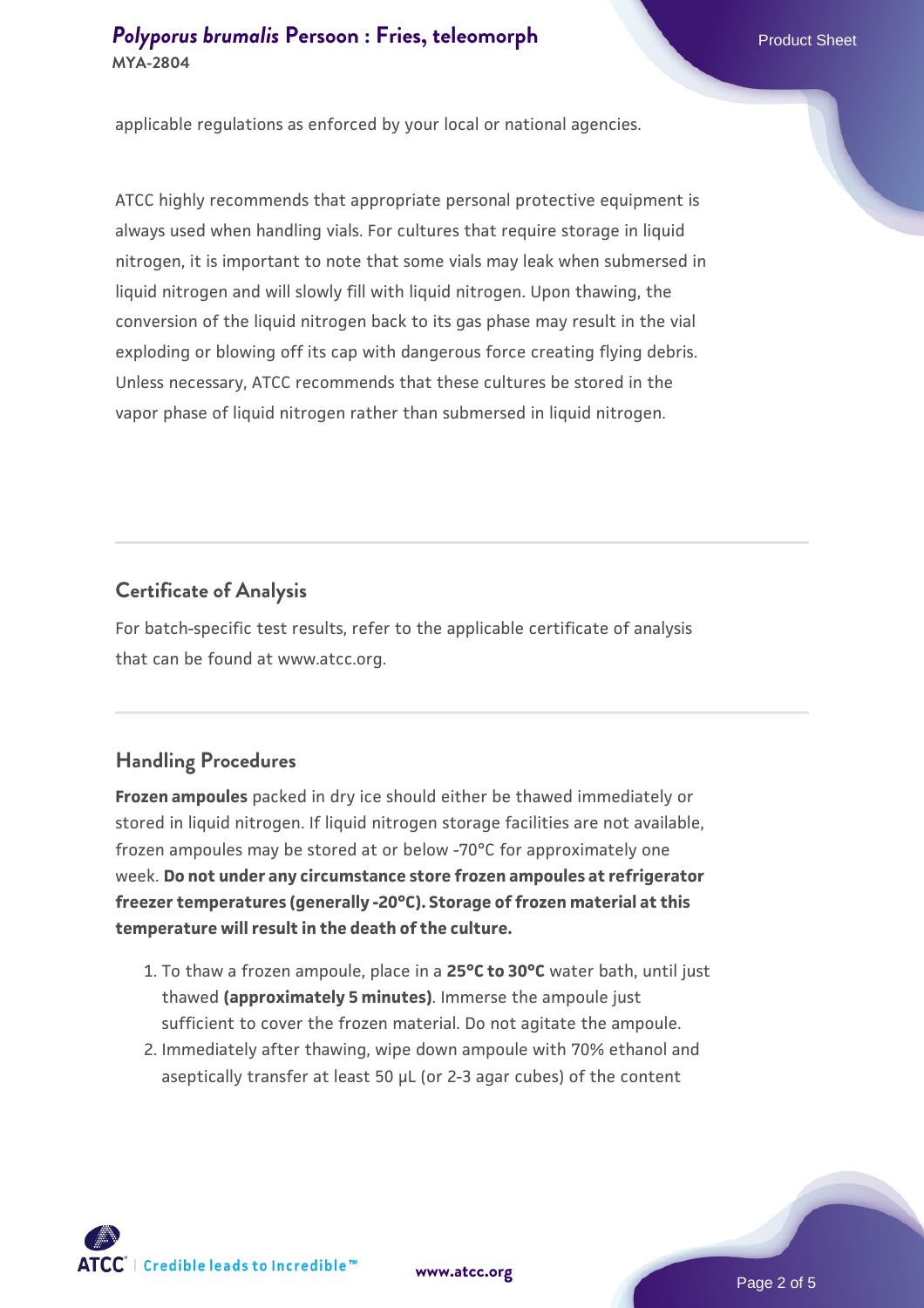applicable regulations as enforced by your local or national agencies.

ATCC highly recommends that appropriate personal protective equipment is always used when handling vials. For cultures that require storage in liquid nitrogen, it is important to note that some vials may leak when submersed in liquid nitrogen and will slowly fill with liquid nitrogen. Upon thawing, the conversion of the liquid nitrogen back to its gas phase may result in the vial exploding or blowing off its cap with dangerous force creating flying debris. Unless necessary, ATCC recommends that these cultures be stored in the vapor phase of liquid nitrogen rather than submersed in liquid nitrogen.

## Certificate of Analysis

For batch-specific test results, refer to the applicable certificate of analysis that can be found at www.atcc.org.

## Handling Procedures

**Frozen ampoules** packed in dry ice should either be thawed immediately or stored in liquid nitrogen. If liquid nitrogen storage facilities are not available, frozen ampoules may be stored at or below -70°C for approximately one week. **Do not under any circumstance store frozen ampoules at refrigerator freezer temperatures (generally -20°C). Storage of frozen material at this temperature will result in the death of the culture.**

1. To thaw a frozen ampoule, place in a **25°C to 30°C** water bath, until just thawed **(approximately 5 minutes)**. Immerse the ampoule just sufficient to cover the frozen material. Do not agitate the ampoule.
2. Immediately after thawing, wipe down ampoule with 70% ethanol and aseptically transfer at least 50 µL (or 2-3 agar cubes) of the content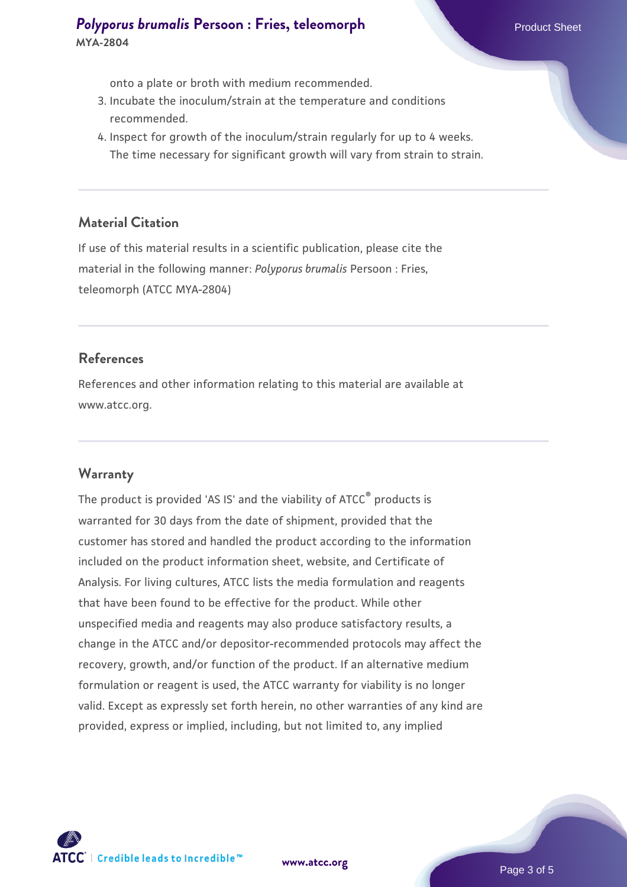onto a plate or broth with medium recommended.

3. Incubate the inoculum/strain at the temperature and conditions recommended.
4. Inspect for growth of the inoculum/strain regularly for up to 4 weeks. The time necessary for significant growth will vary from strain to strain.

### Material Citation

If use of this material results in a scientific publication, please cite the material in the following manner: *Polyporus brumalis* Persoon : Fries, teleomorph (ATCC MYA-2804)

### References

References and other information relating to this material are available at www.atcc.org.

### Warranty

The product is provided 'AS IS' and the viability of ATCC® products is warranted for 30 days from the date of shipment, provided that the customer has stored and handled the product according to the information included on the product information sheet, website, and Certificate of Analysis. For living cultures, ATCC lists the media formulation and reagents that have been found to be effective for the product. While other unspecified media and reagents may also produce satisfactory results, a change in the ATCC and/or depositor-recommended protocols may affect the recovery, growth, and/or function of the product. If an alternative medium formulation or reagent is used, the ATCC warranty for viability is no longer valid. Except as expressly set forth herein, no other warranties of any kind are provided, express or implied, including, but not limited to, any implied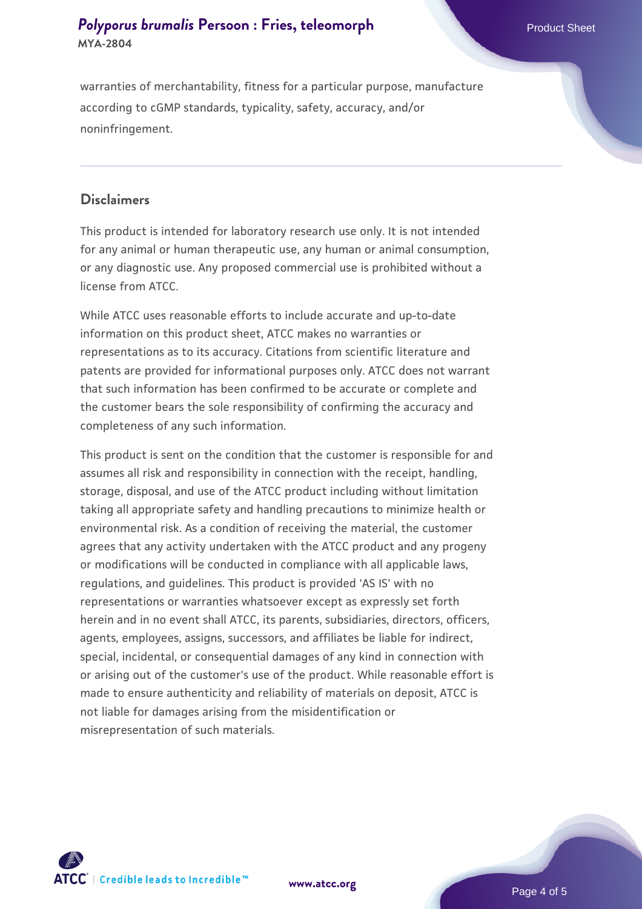warranties of merchantability, fitness for a particular purpose, manufacture according to cGMP standards, typicality, safety, accuracy, and/or noninfringement.

## Disclaimers

This product is intended for laboratory research use only. It is not intended for any animal or human therapeutic use, any human or animal consumption, or any diagnostic use. Any proposed commercial use is prohibited without a license from ATCC.

While ATCC uses reasonable efforts to include accurate and up-to-date information on this product sheet, ATCC makes no warranties or representations as to its accuracy. Citations from scientific literature and patents are provided for informational purposes only. ATCC does not warrant that such information has been confirmed to be accurate or complete and the customer bears the sole responsibility of confirming the accuracy and completeness of any such information.

This product is sent on the condition that the customer is responsible for and assumes all risk and responsibility in connection with the receipt, handling, storage, disposal, and use of the ATCC product including without limitation taking all appropriate safety and handling precautions to minimize health or environmental risk. As a condition of receiving the material, the customer agrees that any activity undertaken with the ATCC product and any progeny or modifications will be conducted in compliance with all applicable laws, regulations, and guidelines. This product is provided 'AS IS' with no representations or warranties whatsoever except as expressly set forth herein and in no event shall ATCC, its parents, subsidiaries, directors, officers, agents, employees, assigns, successors, and affiliates be liable for indirect, special, incidental, or consequential damages of any kind in connection with or arising out of the customer's use of the product. While reasonable effort is made to ensure authenticity and reliability of materials on deposit, ATCC is not liable for damages arising from the misidentification or misrepresentation of such materials.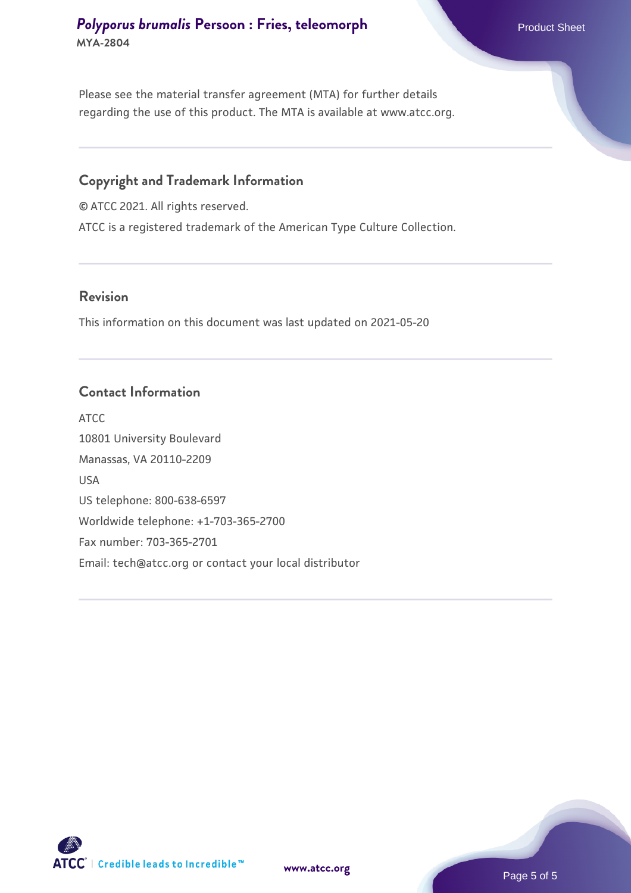Please see the material transfer agreement (MTA) for further details regarding the use of this product. The MTA is available at www.atcc.org.

## Copyright and Trademark Information

© ATCC 2021. All rights reserved.

ATCC is a registered trademark of the American Type Culture Collection.

## Revision

This information on this document was last updated on 2021-05-20

## Contact Information

ATCC
10801 University Boulevard
Manassas, VA 20110-2209
USA
US telephone: 800-638-6597
Worldwide telephone: +1-703-365-2700
Fax number: 703-365-2701
Email: tech@atcc.org or contact your local distributor